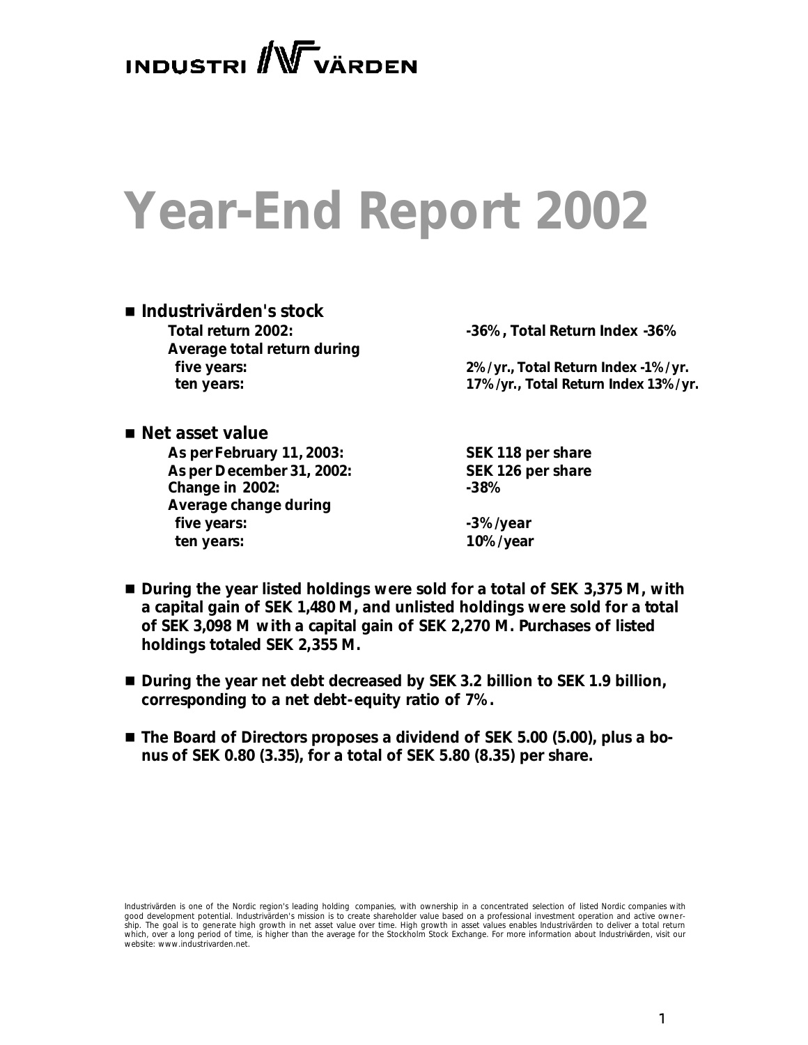INDUSTRI VÄRDEN

# Year-End Report 2002

- **Industrivärden's stock**

| | |
|---|---|
| **Total return 2002:** | **-36%, Total Return Index -36%** |
| **Average total return during** | |
| **five years:** | **2%/yr., Total Return Index -1%/yr.** |
| **ten years:** | **17%/yr., Total Return Index 13%/yr.** |

- **Net asset value**

| | |
|---|---|
| **As per February 11, 2003:** | **SEK 118 per share** |
| **As per December 31, 2002:** | **SEK 126 per share** |
| **Change in 2002:** | **-38%** |
| **Average change during** | |
| **five years:** | **-3%/year** |
| **ten years:** | **10%/year** |

- **During the year listed holdings were sold for a total of SEK 3,375 M, with a capital gain of SEK 1,480 M, and unlisted holdings were sold for a total of SEK 3,098 M with a capital gain of SEK 2,270 M. Purchases of listed holdings totaled SEK 2,355 M.**

- **During the year net debt decreased by SEK 3.2 billion to SEK 1.9 billion, corresponding to a net debt-equity ratio of 7%.**

- **The Board of Directors proposes a dividend of SEK 5.00 (5.00), plus a bonus of SEK 0.80 (3.35), for a total of SEK 5.80 (8.35) per share.**

Industrivärden is one of the Nordic region's leading holding companies, with ownership in a concentrated selection of listed Nordic companies with good development potential. Industrivärden's mission is to create shareholder value based on a professional investment operation and active ownership. The goal is to generate high growth in net asset value over time. High growth in asset values enables Industrivärden to deliver a total return which, over a long period of time, is higher than the average for the Stockholm Stock Exchange. For more information about Industrivärden, visit our website: www.industrivarden.net.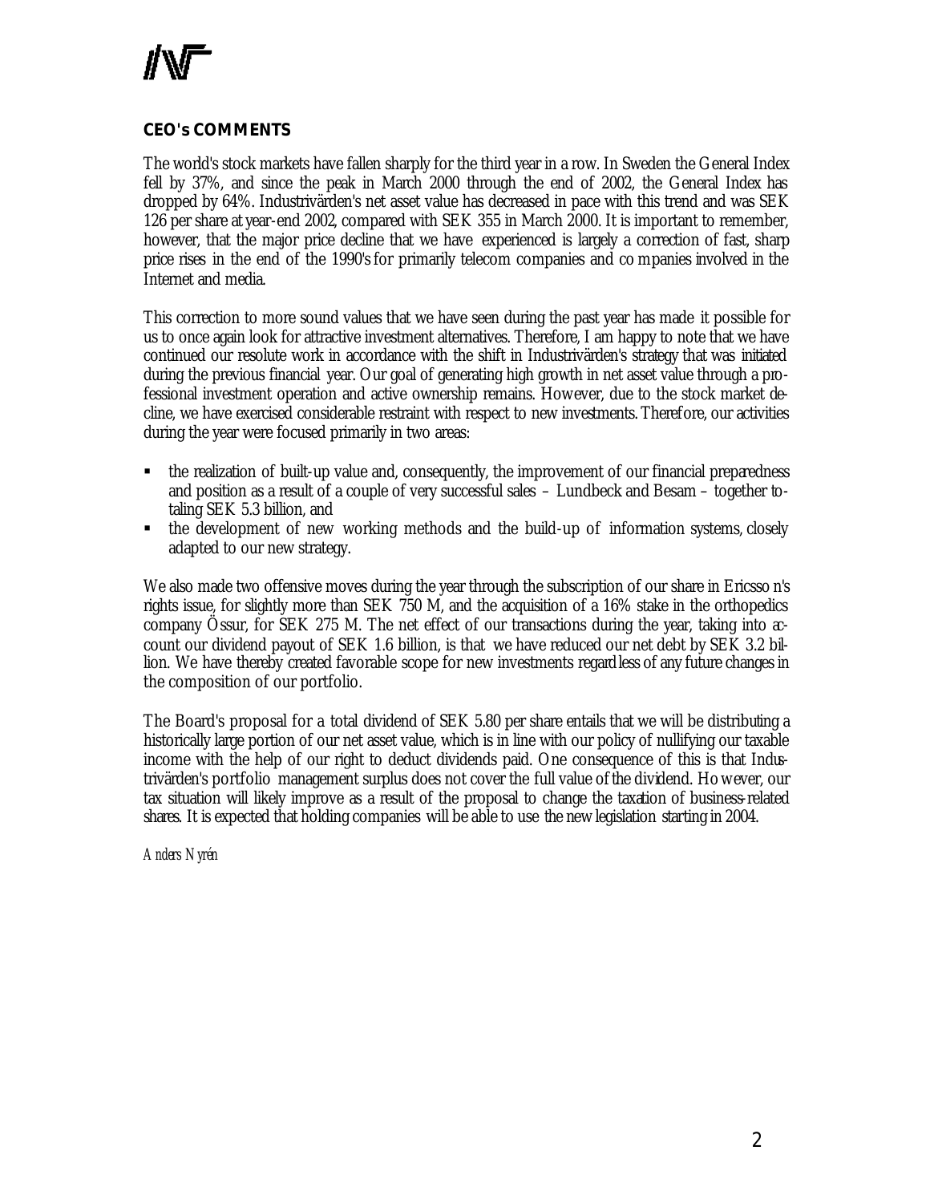## CEO's COMMENTS

The world's stock markets have fallen sharply for the third year in a row. In Sweden the General Index fell by 37%, and since the peak in March 2000 through the end of 2002, the General Index has dropped by 64%. Industrivärden's net asset value has decreased in pace with this trend and was SEK 126 per share at year-end 2002, compared with SEK 355 in March 2000. It is important to remember, however, that the major price decline that we have experienced is largely a correction of fast, sharp price rises in the end of the 1990's for primarily telecom companies and companies involved in the Internet and media.

This correction to more sound values that we have seen during the past year has made it possible for us to once again look for attractive investment alternatives. Therefore, I am happy to note that we have continued our resolute work in accordance with the shift in Industrivärden's strategy that was initiated during the previous financial year. Our goal of generating high growth in net asset value through a professional investment operation and active ownership remains. However, due to the stock market decline, we have exercised considerable restraint with respect to new investments. Therefore, our activities during the year were focused primarily in two areas:

- the realization of built-up value and, consequently, the improvement of our financial preparedness and position as a result of a couple of very successful sales – Lundbeck and Besam – together totaling SEK 5.3 billion, and
- the development of new working methods and the build-up of information systems, closely adapted to our new strategy.

We also made two offensive moves during the year through the subscription of our share in Ericsson's rights issue, for slightly more than SEK 750 M, and the acquisition of a 16% stake in the orthopedics company Össur, for SEK 275 M. The net effect of our transactions during the year, taking into account our dividend payout of SEK 1.6 billion, is that we have reduced our net debt by SEK 3.2 billion. We have thereby created favorable scope for new investments regardless of any future changes in the composition of our portfolio.

The Board's proposal for a total dividend of SEK 5.80 per share entails that we will be distributing a historically large portion of our net asset value, which is in line with our policy of nullifying our taxable income with the help of our right to deduct dividends paid. One consequence of this is that Industrivärden's portfolio management surplus does not cover the full value of the dividend. However, our tax situation will likely improve as a result of the proposal to change the taxation of business-related shares. It is expected that holding companies will be able to use the new legislation starting in 2004.

*Anders Nyrén*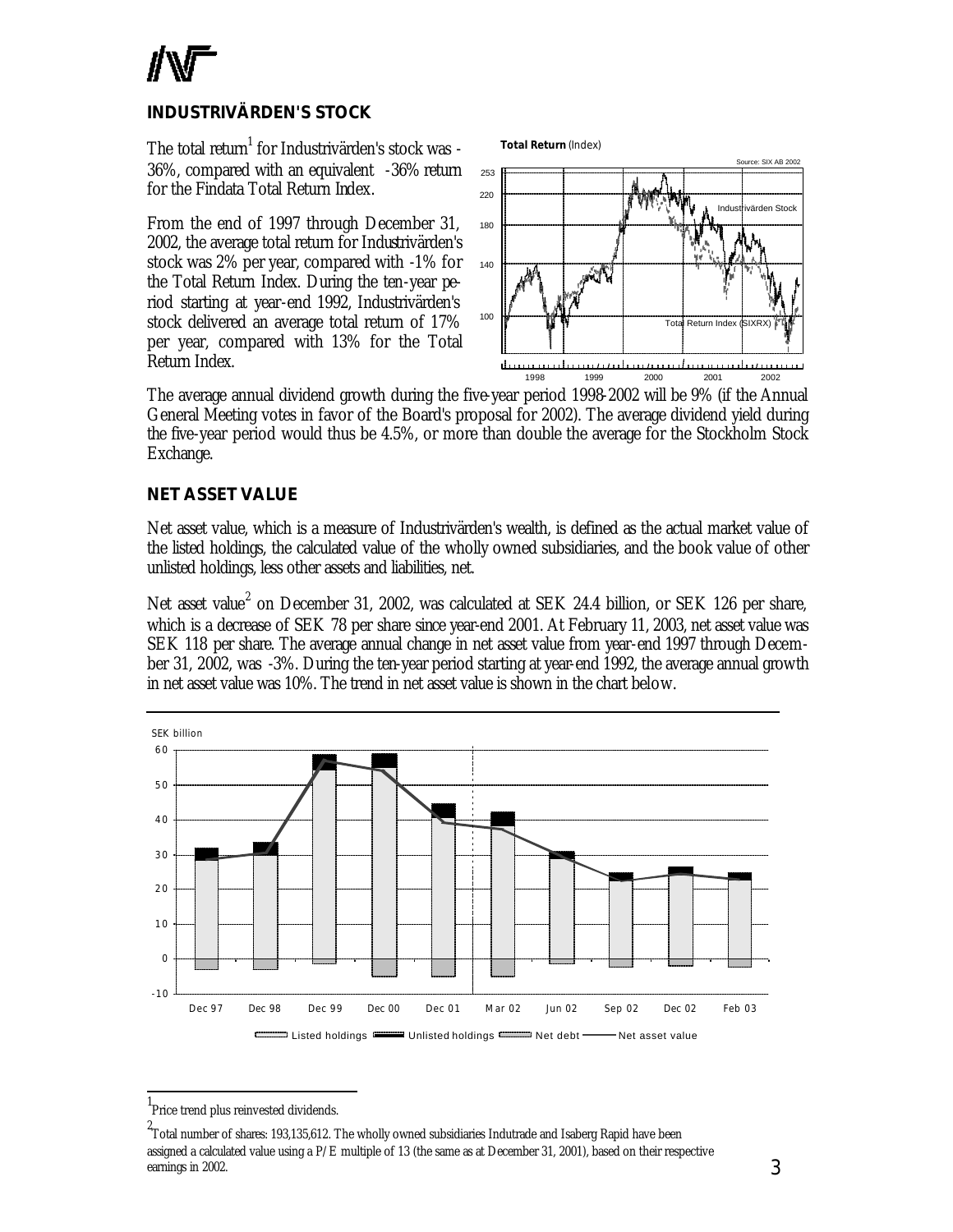## INDUSTRIVÄRDEN'S STOCK

The total return[1] for Industrivärden's stock was -36%, compared with an equivalent -36% return for the Findata Total Return Index.

From the end of 1997 through December 31, 2002, the average total return for Industrivärden's stock was 2% per year, compared with -1% for the Total Return Index. During the ten-year period starting at year-end 1992, Industrivärden's stock delivered an average total return of 17% per year, compared with 13% for the Total Return Index.

The average annual dividend growth during the five-year period 1998-2002 will be 9% (if the Annual General Meeting votes in favor of the Board's proposal for 2002). The average dividend yield during the five-year period would thus be 4.5%, or more than double the average for the Stockholm Stock Exchange.

## NET ASSET VALUE

Net asset value, which is a measure of Industrivärden's wealth, is defined as the actual market value of the listed holdings, the calculated value of the wholly owned subsidiaries, and the book value of other unlisted holdings, less other assets and liabilities, net.

Net asset value[2] on December 31, 2002, was calculated at SEK 24.4 billion, or SEK 126 per share, which is a decrease of SEK 78 per share since year-end 2001. At February 11, 2003, net asset value was SEK 118 per share. The average annual change in net asset value from year-end 1997 through December 31, 2002, was -3%. During the ten-year period starting at year-end 1992, the average annual growth in net asset value was 10%. The trend in net asset value is shown in the chart below.

---

[1] Price trend plus reinvested dividends.

[2] Total number of shares: 193,135,612. The wholly owned subsidiaries Indutrade and Isaberg Rapid have been assigned a calculated value using a P/E multiple of 13 (the same as at December 31, 2001), based on their respective earnings in 2002.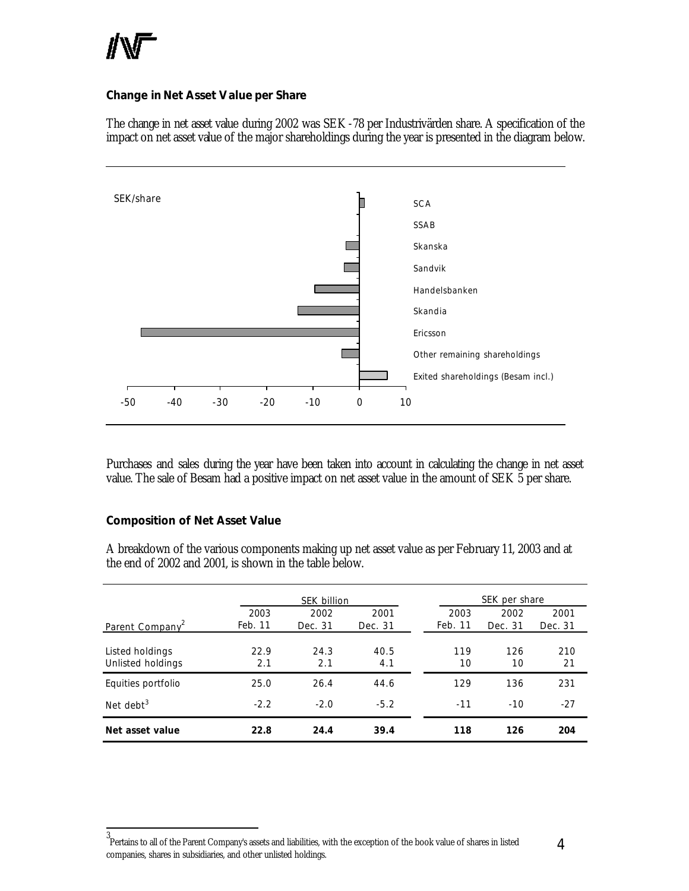### Change in Net Asset Value per Share

The change in net asset value during 2002 was SEK -78 per Industrivärden share. A specification of the impact on net asset value of the major shareholdings during the year is presented in the diagram below.

SEK/share

- SCA
- SSAB
- Skanska
- Sandvik
- Handelsbanken
- Skandia
- Ericsson
- Other remaining shareholdings
- Exited shareholdings (Besam incl.)

-50 -40 -30 -20 -10 0 10

Purchases and sales during the year have been taken into account in calculating the change in net asset value. The sale of Besam had a positive impact on net asset value in the amount of SEK 5 per share.

### Composition of Net Asset Value

A breakdown of the various components making up net asset value as per February 11, 2003 and at the end of 2002 and 2001, is shown in the table below.

| | SEK billion | | | SEK per share | | |
|---|---|---|---|---|---|---|
| Parent Company[2] | 2003 Feb. 11 | 2002 Dec. 31 | 2001 Dec. 31 | 2003 Feb. 11 | 2002 Dec. 31 | 2001 Dec. 31 |
| Listed holdings | 22.9 | 24.3 | 40.5 | 119 | 126 | 210 |
| Unlisted holdings | 2.1 | 2.1 | 4.1 | 10 | 10 | 21 |
| Equities portfolio | 25.0 | 26.4 | 44.6 | 129 | 136 | 231 |
| Net debt[3] | -2.2 | -2.0 | -5.2 | -11 | -10 | -27 |
| **Net asset value** | **22.8** | **24.4** | **39.4** | **118** | **126** | **204** |

[3] Pertains to all of the Parent Company's assets and liabilities, with the exception of the book value of shares in listed companies, shares in subsidiaries, and other unlisted holdings.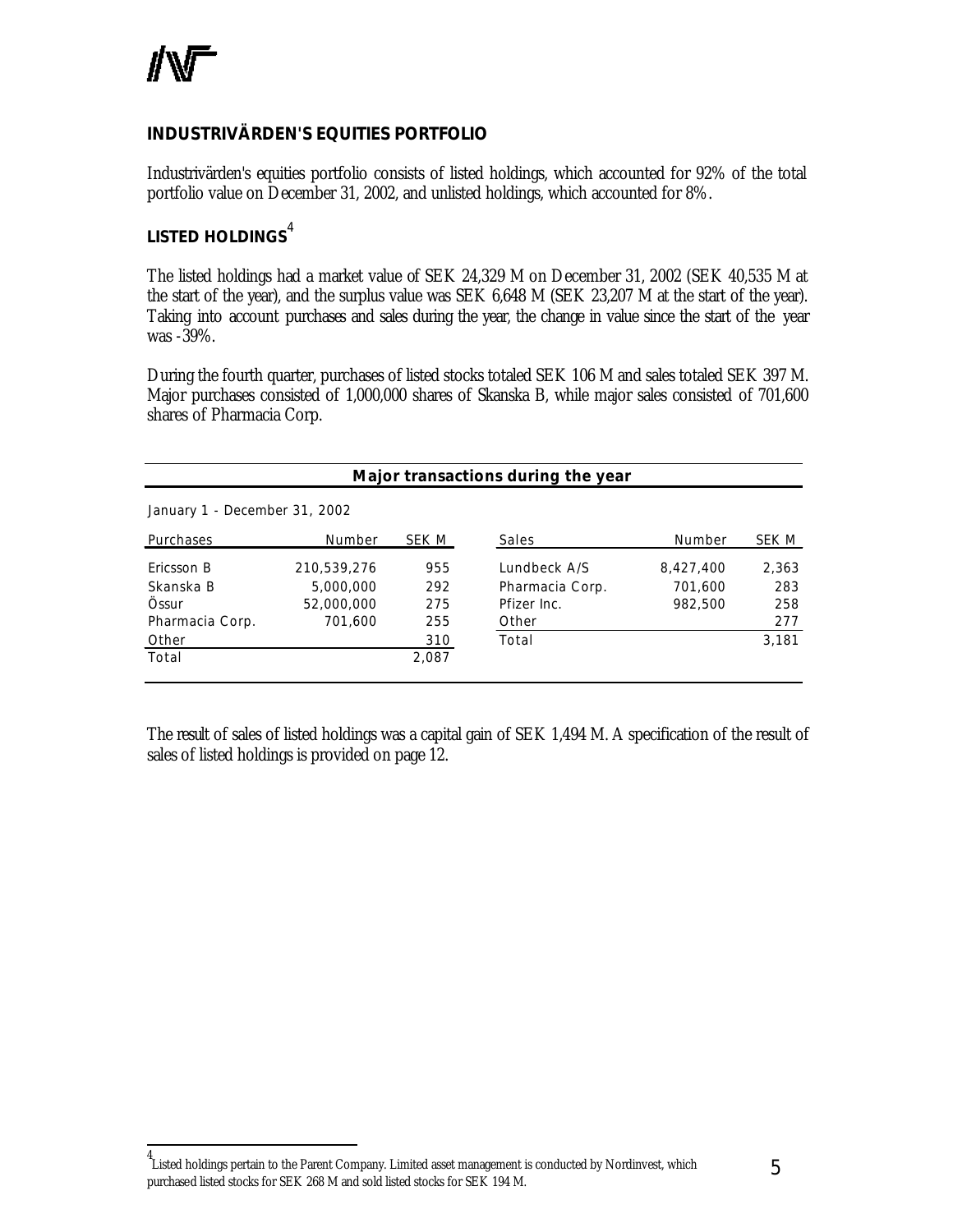## INDUSTRIVÄRDEN'S EQUITIES PORTFOLIO

Industrivärden's equities portfolio consists of listed holdings, which accounted for 92% of the total portfolio value on December 31, 2002, and unlisted holdings, which accounted for 8%.

## LISTED HOLDINGS[4]

The listed holdings had a market value of SEK 24,329 M on December 31, 2002 (SEK 40,535 M at the start of the year), and the surplus value was SEK 6,648 M (SEK 23,207 M at the start of the year). Taking into account purchases and sales during the year, the change in value since the start of the year was -39%.

During the fourth quarter, purchases of listed stocks totaled SEK 106 M and sales totaled SEK 397 M. Major purchases consisted of 1,000,000 shares of Skanska B, while major sales consisted of 701,600 shares of Pharmacia Corp.

**Major transactions during the year**

January 1 - December 31, 2002

| Purchases | Number | SEK M | Sales | Number | SEK M |
|---|---|---|---|---|---|
| Ericsson B | 210,539,276 | 955 | Lundbeck A/S | 8,427,400 | 2,363 |
| Skanska B | 5,000,000 | 292 | Pharmacia Corp. | 701,600 | 283 |
| Össur | 52,000,000 | 275 | Pfizer Inc. | 982,500 | 258 |
| Pharmacia Corp. | 701,600 | 255 | Other | | 277 |
| Other | | 310 | Total | | 3,181 |
| Total | | 2,087 | | | |

The result of sales of listed holdings was a capital gain of SEK 1,494 M. A specification of the result of sales of listed holdings is provided on page 12.

[4] Listed holdings pertain to the Parent Company. Limited asset management is conducted by Nordinvest, which purchased listed stocks for SEK 268 M and sold listed stocks for SEK 194 M.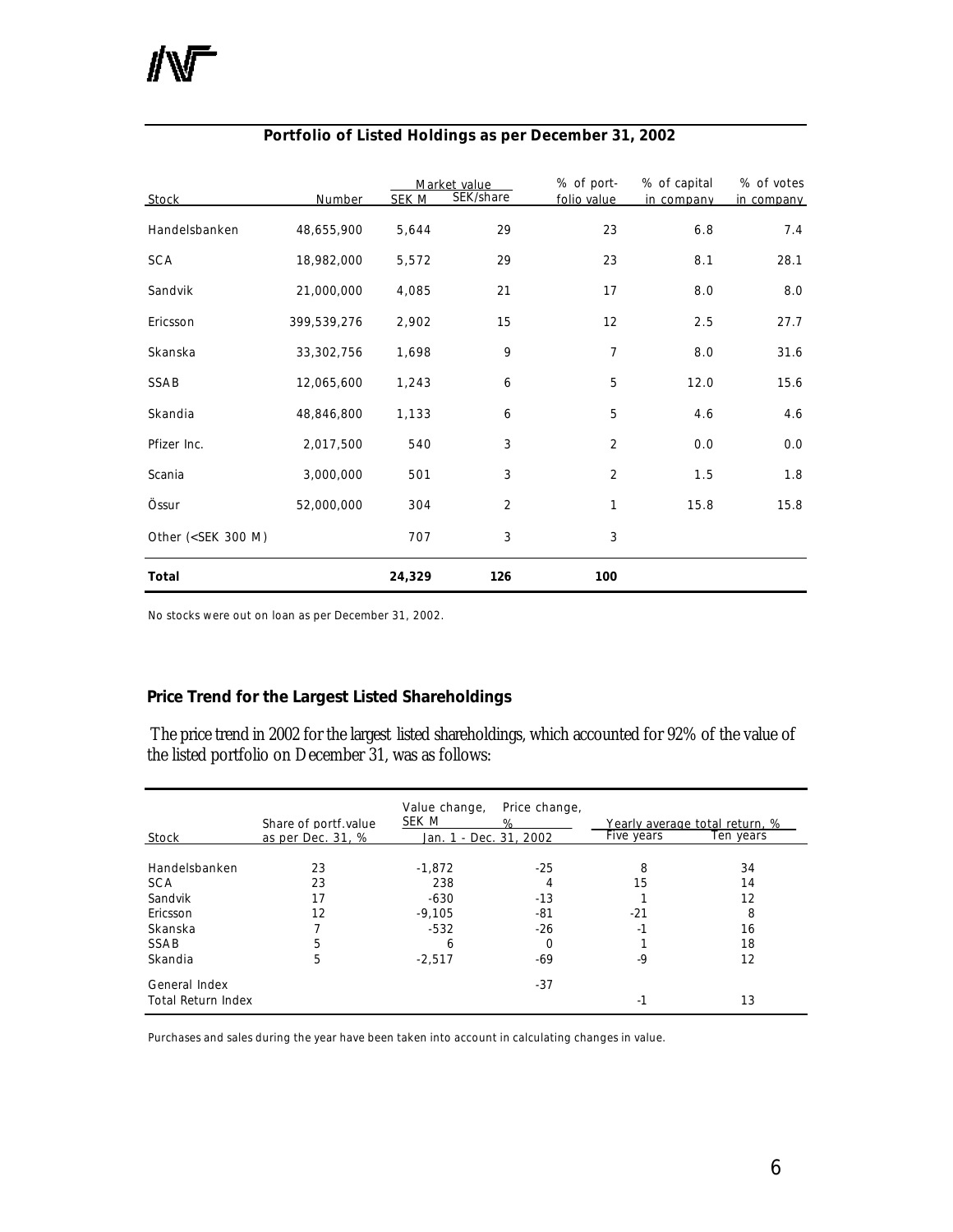## Portfolio of Listed Holdings as per December 31, 2002

| Stock | Number | Market value SEK M | SEK/share | % of portfolio value | % of capital in company | % of votes in company |
|---|---|---|---|---|---|---|
| Handelsbanken | 48,655,900 | 5,644 | 29 | 23 | 6.8 | 7.4 |
| SCA | 18,982,000 | 5,572 | 29 | 23 | 8.1 | 28.1 |
| Sandvik | 21,000,000 | 4,085 | 21 | 17 | 8.0 | 8.0 |
| Ericsson | 399,539,276 | 2,902 | 15 | 12 | 2.5 | 27.7 |
| Skanska | 33,302,756 | 1,698 | 9 | 7 | 8.0 | 31.6 |
| SSAB | 12,065,600 | 1,243 | 6 | 5 | 12.0 | 15.6 |
| Skandia | 48,846,800 | 1,133 | 6 | 5 | 4.6 | 4.6 |
| Pfizer Inc. | 2,017,500 | 540 | 3 | 2 | 0.0 | 0.0 |
| Scania | 3,000,000 | 501 | 3 | 2 | 1.5 | 1.8 |
| Össur | 52,000,000 | 304 | 2 | 1 | 15.8 | 15.8 |
| Other (<SEK 300 M) | | 707 | 3 | 3 | | |
| **Total** | | **24,329** | **126** | **100** | | |

No stocks were out on loan as per December 31, 2002.

### Price Trend for the Largest Listed Shareholdings

The price trend in 2002 for the largest listed shareholdings, which accounted for 92% of the value of the listed portfolio on December 31, was as follows:

| Stock | Share of portf.value as per Dec. 31, % | Value change, SEK M Jan. 1 - Dec. 31, 2002 | Price change, % Jan. 1 - Dec. 31, 2002 | Yearly average total return, % Five years | Yearly average total return, % Ten years |
|---|---|---|---|---|---|
| Handelsbanken | 23 | -1,872 | -25 | 8 | 34 |
| SCA | 23 | 238 | 4 | 15 | 14 |
| Sandvik | 17 | -630 | -13 | 1 | 12 |
| Ericsson | 12 | -9,105 | -81 | -21 | 8 |
| Skanska | 7 | -532 | -26 | -1 | 16 |
| SSAB | 5 | 6 | 0 | 1 | 18 |
| Skandia | 5 | -2,517 | -69 | -9 | 12 |
| General Index | | | -37 | | |
| Total Return Index | | | | -1 | 13 |

Purchases and sales during the year have been taken into account in calculating changes in value.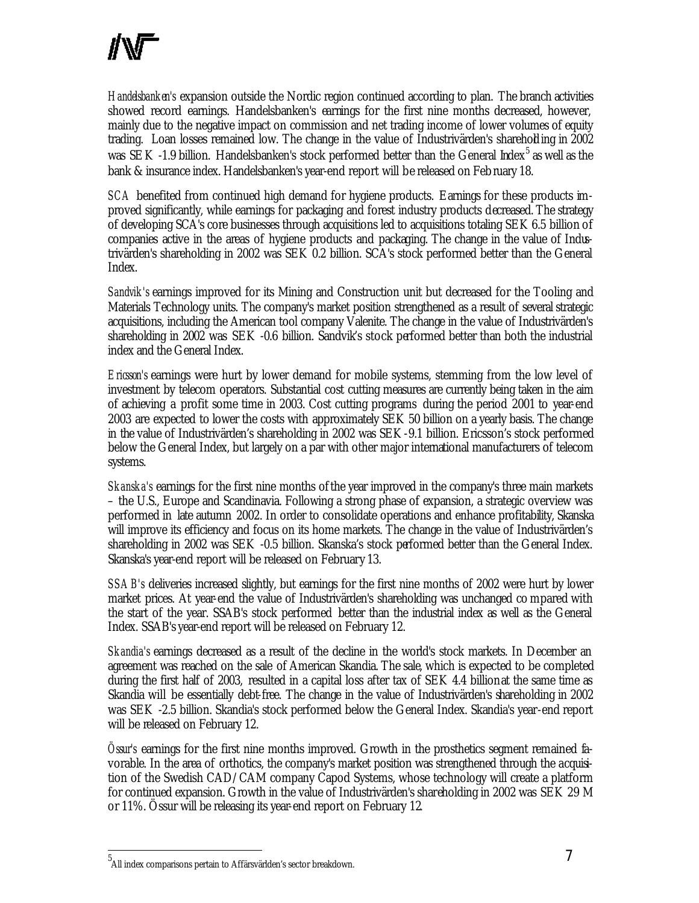*Handelsbanken's* expansion outside the Nordic region continued according to plan. The branch activities showed record earnings. Handelsbanken's earnings for the first nine months decreased, however, mainly due to the negative impact on commission and net trading income of lower volumes of equity trading. Loan losses remained low. The change in the value of Industrivärden's shareholding in 2002 was SEK -1.9 billion. Handelsbanken's stock performed better than the General Index[5] as well as the bank & insurance index. Handelsbanken's year-end report will be released on February 18.

*SCA* benefited from continued high demand for hygiene products. Earnings for these products improved significantly, while earnings for packaging and forest industry products decreased. The strategy of developing SCA's core businesses through acquisitions led to acquisitions totaling SEK 6.5 billion of companies active in the areas of hygiene products and packaging. The change in the value of Industrivärden's shareholding in 2002 was SEK 0.2 billion. SCA's stock performed better than the General Index.

*Sandvik's* earnings improved for its Mining and Construction unit but decreased for the Tooling and Materials Technology units. The company's market position strengthened as a result of several strategic acquisitions, including the American tool company Valenite. The change in the value of Industrivärden's shareholding in 2002 was SEK -0.6 billion. Sandvik's stock performed better than both the industrial index and the General Index.

*Ericsson's* earnings were hurt by lower demand for mobile systems, stemming from the low level of investment by telecom operators. Substantial cost cutting measures are currently being taken in the aim of achieving a profit some time in 2003. Cost cutting programs during the period 2001 to year-end 2003 are expected to lower the costs with approximately SEK 50 billion on a yearly basis. The change in the value of Industrivärden's shareholding in 2002 was SEK -9.1 billion. Ericsson's stock performed below the General Index, but largely on a par with other major international manufacturers of telecom systems.

*Skanska's* earnings for the first nine months of the year improved in the company's three main markets – the U.S., Europe and Scandinavia. Following a strong phase of expansion, a strategic overview was performed in late autumn 2002. In order to consolidate operations and enhance profitability, Skanska will improve its efficiency and focus on its home markets. The change in the value of Industrivärden's shareholding in 2002 was SEK -0.5 billion. Skanska's stock performed better than the General Index. Skanska's year-end report will be released on February 13.

*SSAB's* deliveries increased slightly, but earnings for the first nine months of 2002 were hurt by lower market prices. At year-end the value of Industrivärden's shareholding was unchanged compared with the start of the year. SSAB's stock performed better than the industrial index as well as the General Index. SSAB's year-end report will be released on February 12.

*Skandia's* earnings decreased as a result of the decline in the world's stock markets. In December an agreement was reached on the sale of American Skandia. The sale, which is expected to be completed during the first half of 2003, resulted in a capital loss after tax of SEK 4.4 billion at the same time as Skandia will be essentially debt-free. The change in the value of Industrivärden's shareholding in 2002 was SEK -2.5 billion. Skandia's stock performed below the General Index. Skandia's year-end report will be released on February 12.

*Össur's* earnings for the first nine months improved. Growth in the prosthetics segment remained favorable. In the area of orthotics, the company's market position was strengthened through the acquisition of the Swedish CAD/CAM company Capod Systems, whose technology will create a platform for continued expansion. Growth in the value of Industrivärden's shareholding in 2002 was SEK 29 M or 11%. Össur will be releasing its year-end report on February 12.

---

[5] All index comparisons pertain to Affärsvärlden's sector breakdown.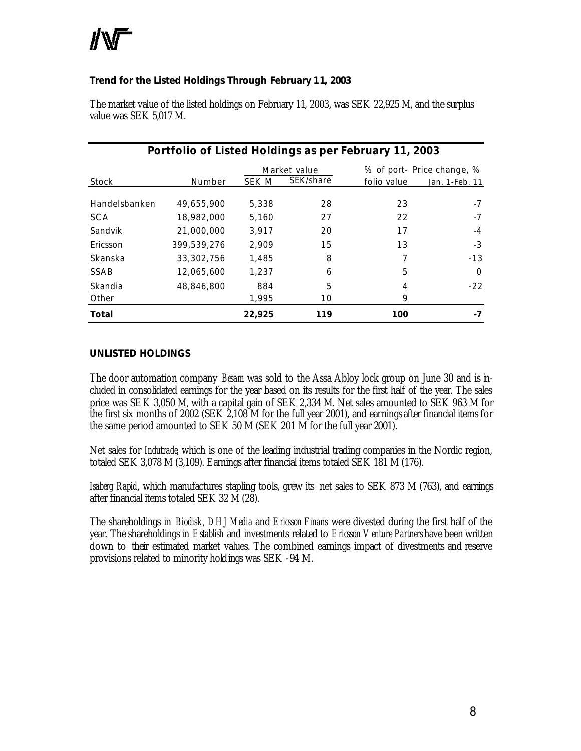### Trend for the Listed Holdings Through February 11, 2003

The market value of the listed holdings on February 11, 2003, was SEK 22,925 M, and the surplus value was SEK 5,017 M.

| Portfolio of Listed Holdings as per February 11, 2003 | | | | | |
|---|---|---|---|---|---|
| | | Market value | | % of port- | Price change, % |
| Stock | Number | SEK M | SEK/share | folio value | Jan. 1-Feb. 11 |
| Handelsbanken | 49,655,900 | 5,338 | 28 | 23 | -7 |
| SCA | 18,982,000 | 5,160 | 27 | 22 | -7 |
| Sandvik | 21,000,000 | 3,917 | 20 | 17 | -4 |
| Ericsson | 399,539,276 | 2,909 | 15 | 13 | -3 |
| Skanska | 33,302,756 | 1,485 | 8 | 7 | -13 |
| SSAB | 12,065,600 | 1,237 | 6 | 5 | 0 |
| Skandia | 48,846,800 | 884 | 5 | 4 | -22 |
| Other | | 1,995 | 10 | 9 | |
| **Total** | | **22,925** | **119** | **100** | **-7** |

### UNLISTED HOLDINGS

The door automation company *Besam* was sold to the Assa Abloy lock group on June 30 and is included in consolidated earnings for the year based on its results for the first half of the year. The sales price was SEK 3,050 M, with a capital gain of SEK 2,334 M. Net sales amounted to SEK 963 M for the first six months of 2002 (SEK 2,108 M for the full year 2001), and earnings after financial items for the same period amounted to SEK 50 M (SEK 201 M for the full year 2001).

Net sales for *Indutrade*, which is one of the leading industrial trading companies in the Nordic region, totaled SEK 3,078 M (3,109). Earnings after financial items totaled SEK 181 M (176).

*Isaberg Rapid*, which manufactures stapling tools, grew its net sales to SEK 873 M (763), and earnings after financial items totaled SEK 32 M (28).

The shareholdings in *Biodisk*, *DHJ Media* and *Ericsson Finans* were divested during the first half of the year. The shareholdings in *Establish* and investments related to *Ericsson Venture Partners* have been written down to their estimated market values. The combined earnings impact of divestments and reserve provisions related to minority holdings was SEK -94 M.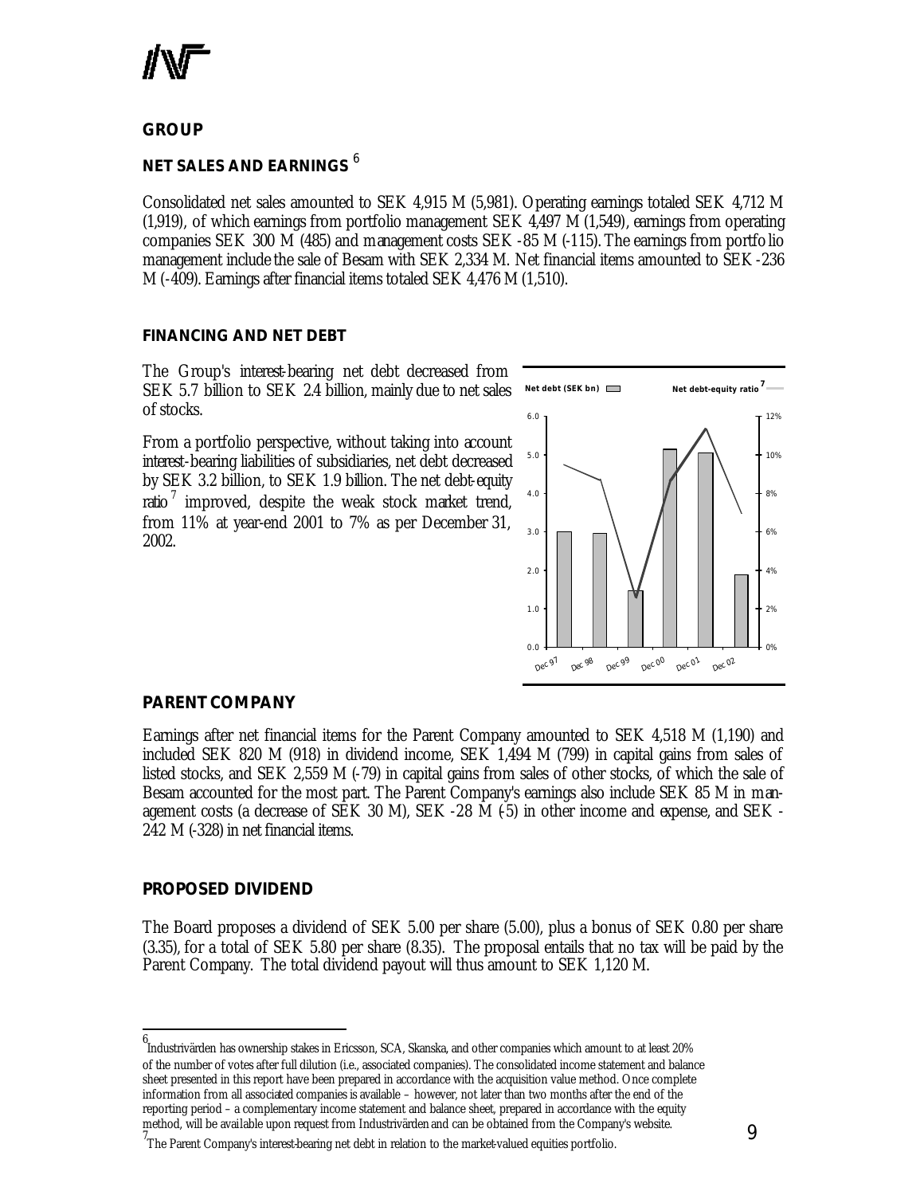## GROUP

### NET SALES AND EARNINGS [6]

Consolidated net sales amounted to SEK 4,915 M (5,981). Operating earnings totaled SEK 4,712 M (1,919), of which earnings from portfolio management SEK 4,497 M (1,549), earnings from operating companies SEK 300 M (485) and management costs SEK -85 M (-115). The earnings from portfolio management include the sale of Besam with SEK 2,334 M. Net financial items amounted to SEK -236 M (-409). Earnings after financial items totaled SEK 4,476 M (1,510).

### FINANCING AND NET DEBT

The Group's interest-bearing net debt decreased from SEK 5.7 billion to SEK 2.4 billion, mainly due to net sales of stocks.

From a portfolio perspective, without taking into account interest-bearing liabilities of subsidiaries, net debt decreased by SEK 3.2 billion, to SEK 1.9 billion. The net debt-equity ratio [7] improved, despite the weak stock market trend, from 11% at year-end 2001 to 7% as per December 31, 2002.

Net debt (SEK bn) — Net debt-equity ratio [7]

## PARENT COMPANY

Earnings after net financial items for the Parent Company amounted to SEK 4,518 M (1,190) and included SEK 820 M (918) in dividend income, SEK 1,494 M (799) in capital gains from sales of listed stocks, and SEK 2,559 M (-79) in capital gains from sales of other stocks, of which the sale of Besam accounted for the most part. The Parent Company's earnings also include SEK 85 M in management costs (a decrease of SEK 30 M), SEK -28 M (-5) in other income and expense, and SEK -242 M (-328) in net financial items.

## PROPOSED DIVIDEND

The Board proposes a dividend of SEK 5.00 per share (5.00), plus a bonus of SEK 0.80 per share (3.35), for a total of SEK 5.80 per share (8.35). The proposal entails that no tax will be paid by the Parent Company. The total dividend payout will thus amount to SEK 1,120 M.

---

[6] Industrivärden has ownership stakes in Ericsson, SCA, Skanska, and other companies which amount to at least 20% of the number of votes after full dilution (i.e., associated companies). The consolidated income statement and balance sheet presented in this report have been prepared in accordance with the acquisition value method. Once complete information from all associated companies is available – however, not later than two months after the end of the reporting period – a complementary income statement and balance sheet, prepared in accordance with the equity method, will be available upon request from Industrivärden and can be obtained from the Company's website.

[7] The Parent Company's interest-bearing net debt in relation to the market-valued equities portfolio.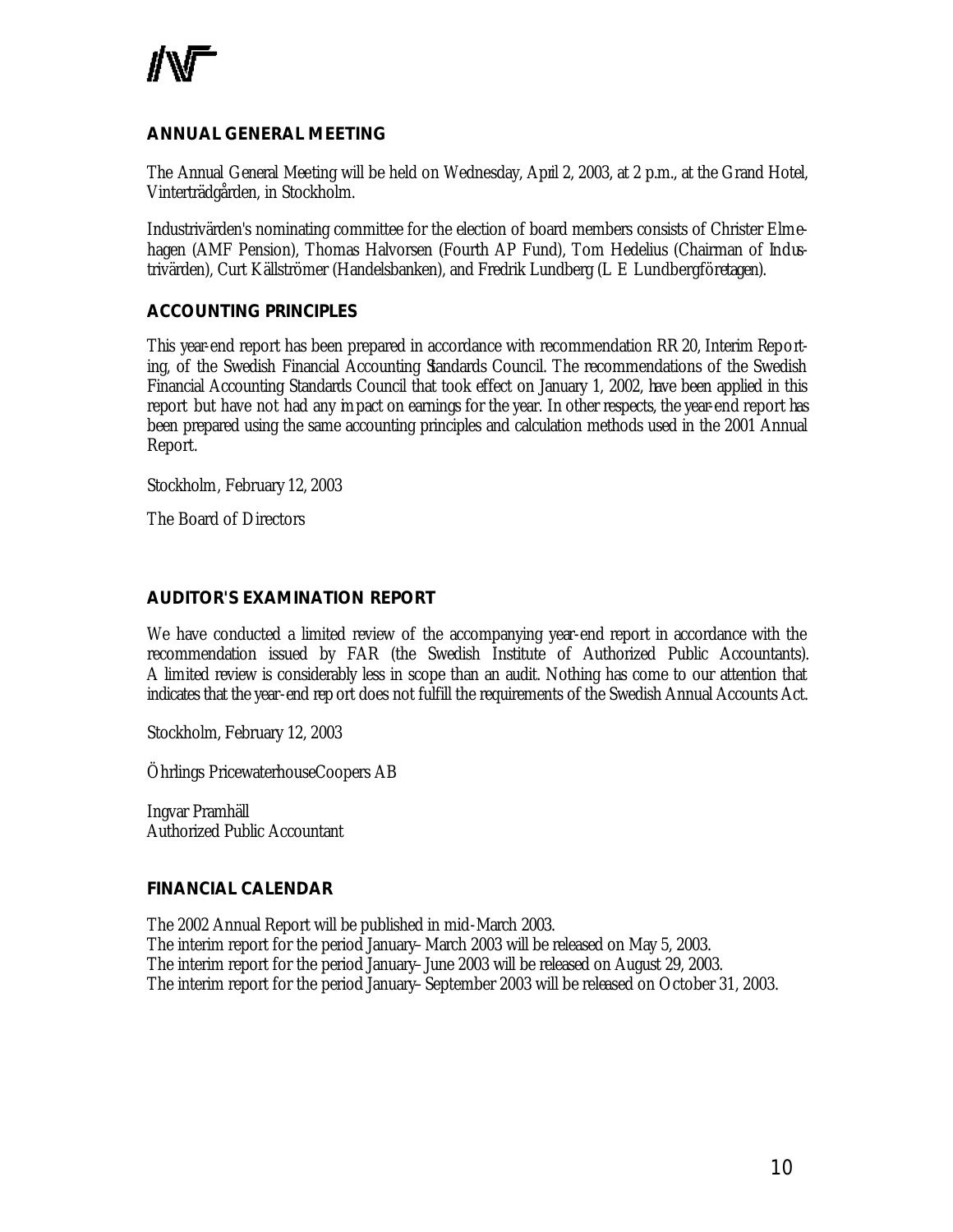## ANNUAL GENERAL MEETING

The Annual General Meeting will be held on Wednesday, April 2, 2003, at 2 p.m., at the Grand Hotel, Vinterträdgården, in Stockholm.

Industrivärden's nominating committee for the election of board members consists of Christer Elmehagen (AMF Pension), Thomas Halvorsen (Fourth AP Fund), Tom Hedelius (Chairman of Industrivärden), Curt Källströmer (Handelsbanken), and Fredrik Lundberg (L E Lundbergföretagen).

## ACCOUNTING PRINCIPLES

This year-end report has been prepared in accordance with recommendation RR 20, Interim Reporting, of the Swedish Financial Accounting Standards Council. The recommendations of the Swedish Financial Accounting Standards Council that took effect on January 1, 2002, have been applied in this report but have not had any impact on earnings for the year. In other respects, the year-end report has been prepared using the same accounting principles and calculation methods used in the 2001 Annual Report.

Stockholm, February 12, 2003

The Board of Directors

## AUDITOR'S EXAMINATION REPORT

We have conducted a limited review of the accompanying year-end report in accordance with the recommendation issued by FAR (the Swedish Institute of Authorized Public Accountants). A limited review is considerably less in scope than an audit. Nothing has come to our attention that indicates that the year-end report does not fulfill the requirements of the Swedish Annual Accounts Act.

Stockholm, February 12, 2003

Öhrlings PricewaterhouseCoopers AB

Ingvar Pramhäll
Authorized Public Accountant

## FINANCIAL CALENDAR

The 2002 Annual Report will be published in mid-March 2003.
The interim report for the period January–March 2003 will be released on May 5, 2003.
The interim report for the period January–June 2003 will be released on August 29, 2003.
The interim report for the period January–September 2003 will be released on October 31, 2003.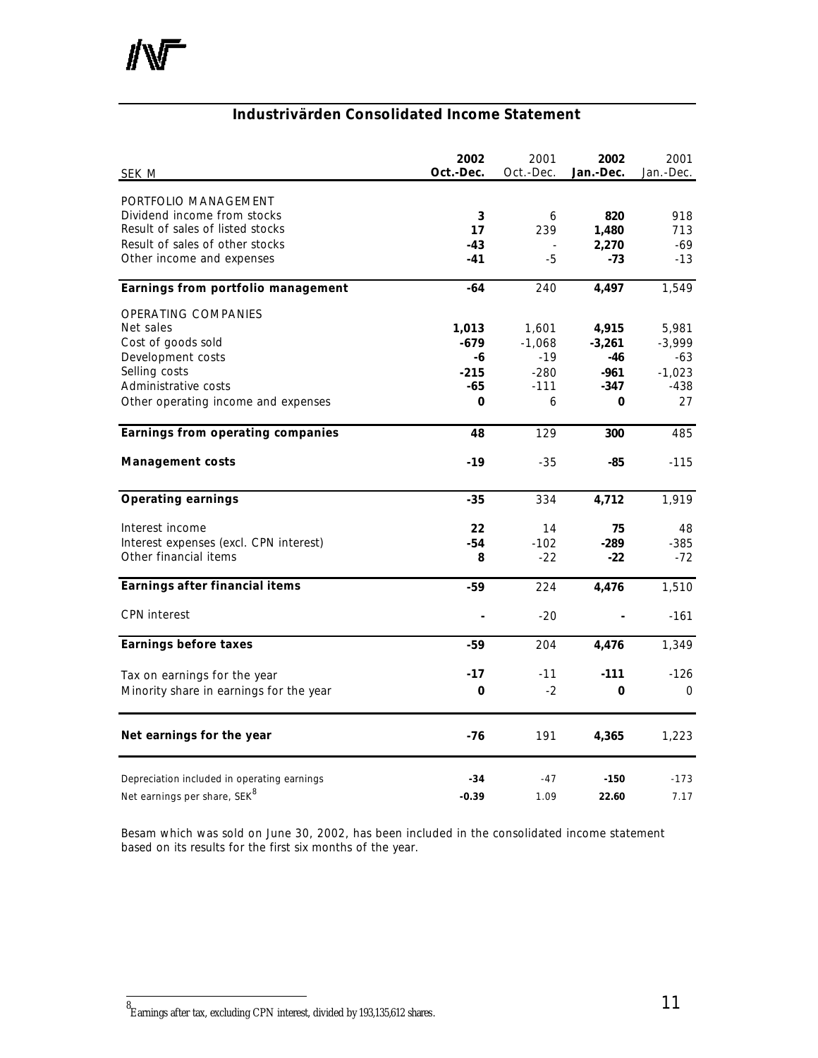## Industrivärden Consolidated Income Statement

| SEK M | 2002 Oct.-Dec. | 2001 Oct.-Dec. | 2002 Jan.-Dec. | 2001 Jan.-Dec. |
|---|---|---|---|---|
| PORTFOLIO MANAGEMENT | | | | |
| Dividend income from stocks | **3** | 6 | **820** | 918 |
| Result of sales of listed stocks | **17** | 239 | **1,480** | 713 |
| Result of sales of other stocks | **-43** | - | **2,270** | -69 |
| Other income and expenses | **-41** | -5 | **-73** | -13 |
| **Earnings from portfolio management** | **-64** | 240 | **4,497** | 1,549 |
| OPERATING COMPANIES | | | | |
| Net sales | **1,013** | 1,601 | **4,915** | 5,981 |
| Cost of goods sold | **-679** | -1,068 | **-3,261** | -3,999 |
| Development costs | **-6** | -19 | **-46** | -63 |
| Selling costs | **-215** | -280 | **-961** | -1,023 |
| Administrative costs | **-65** | -111 | **-347** | -438 |
| Other operating income and expenses | **0** | 6 | **0** | 27 |
| **Earnings from operating companies** | **48** | 129 | **300** | 485 |
| **Management costs** | **-19** | -35 | **-85** | -115 |
| **Operating earnings** | **-35** | 334 | **4,712** | 1,919 |
| Interest income | **22** | 14 | **75** | 48 |
| Interest expenses (excl. CPN interest) | **-54** | -102 | **-289** | -385 |
| Other financial items | **8** | -22 | **-22** | -72 |
| **Earnings after financial items** | **-59** | 224 | **4,476** | 1,510 |
| CPN interest | **-** | -20 | **-** | -161 |
| **Earnings before taxes** | **-59** | 204 | **4,476** | 1,349 |
| Tax on earnings for the year | **-17** | -11 | **-111** | -126 |
| Minority share in earnings for the year | **0** | -2 | **0** | 0 |
| **Net earnings for the year** | **-76** | 191 | **4,365** | 1,223 |
| Depreciation included in operating earnings | **-34** | -47 | **-150** | -173 |
| Net earnings per share, SEK[8] | **-0.39** | 1.09 | **22.60** | 7.17 |

Besam which was sold on June 30, 2002, has been included in the consolidated income statement based on its results for the first six months of the year.

[8] Earnings after tax, excluding CPN interest, divided by 193,135,612 shares.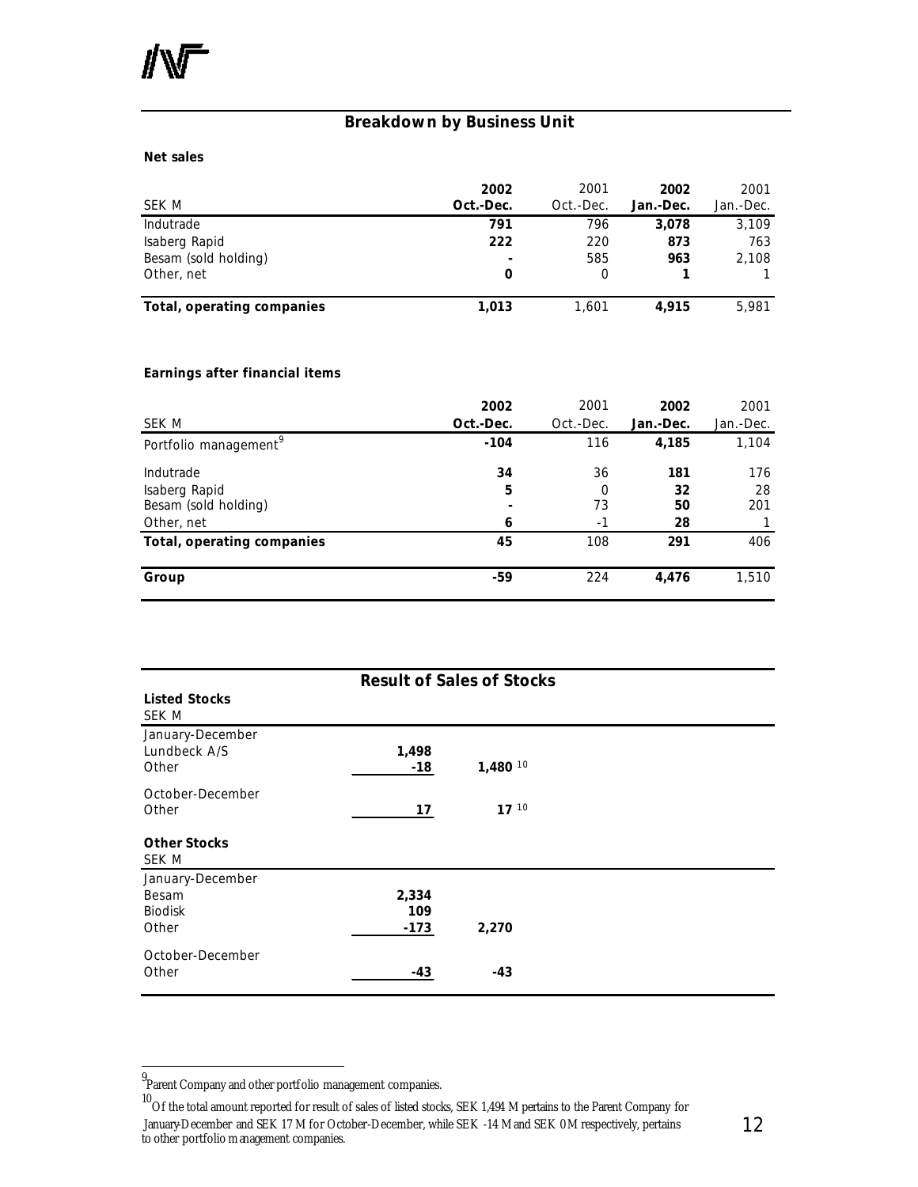## Breakdown by Business Unit

**Net sales**

| SEK M | 2002 Oct.-Dec. | 2001 Oct.-Dec. | 2002 Jan.-Dec. | 2001 Jan.-Dec. |
|---|---|---|---|---|
| Indutrade | **791** | 796 | **3,078** | 3,109 |
| Isaberg Rapid | **222** | 220 | **873** | 763 |
| Besam (sold holding) | **-** | 585 | **963** | 2,108 |
| Other, net | **0** | 0 | **1** | 1 |
| **Total, operating companies** | **1,013** | 1,601 | **4,915** | 5,981 |

**Earnings after financial items**

| SEK M | 2002 Oct.-Dec. | 2001 Oct.-Dec. | 2002 Jan.-Dec. | 2001 Jan.-Dec. |
|---|---|---|---|---|
| Portfolio management[9] | **-104** | 116 | **4,185** | 1,104 |
| Indutrade | **34** | 36 | **181** | 176 |
| Isaberg Rapid | **5** | 0 | **32** | 28 |
| Besam (sold holding) | **-** | 73 | **50** | 201 |
| Other, net | **6** | -1 | **28** | 1 |
| **Total, operating companies** | **45** | 108 | **291** | 406 |
| **Group** | **-59** | 224 | **4,476** | 1,510 |

## Result of Sales of Stocks

**Listed Stocks**
SEK M

| | | |
|---|---|---|
| January-December | | |
| Lundbeck A/S | **1,498** | |
| Other | **-18** | **1,480** [10] |
| October-December | | |
| Other | **17** | **17** [10] |

**Other Stocks**
SEK M

| | | |
|---|---|---|
| January-December | | |
| Besam | **2,334** | |
| Biodisk | **109** | |
| Other | **-173** | **2,270** |
| October-December | | |
| Other | **-43** | **-43** |

[9] Parent Company and other portfolio management companies.

[10] Of the total amount reported for result of sales of listed stocks, SEK 1,494 M pertains to the Parent Company for January-December and SEK 17 M for October-December, while SEK -14 M and SEK 0 M respectively, pertains to other portfolio management companies.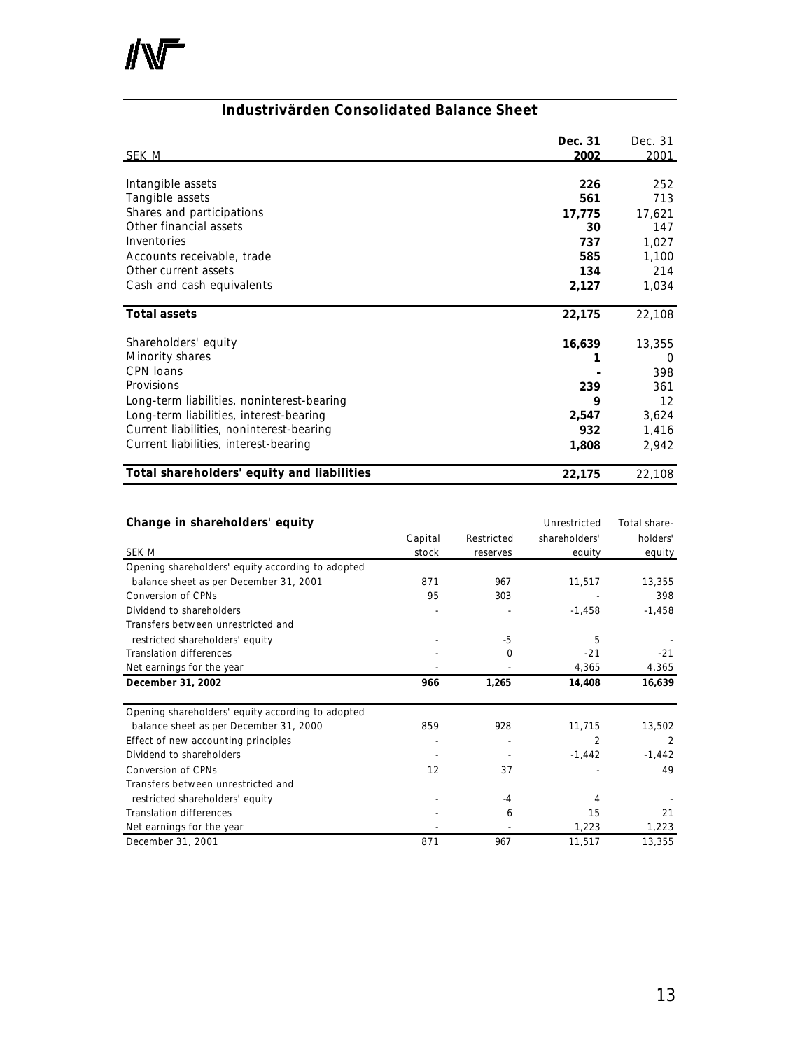## Industrivärden Consolidated Balance Sheet

| SEK M | **Dec. 31 2002** | Dec. 31 2001 |
|---|---|---|
| Intangible assets | **226** | 252 |
| Tangible assets | **561** | 713 |
| Shares and participations | **17,775** | 17,621 |
| Other financial assets | **30** | 147 |
| Inventories | **737** | 1,027 |
| Accounts receivable, trade | **585** | 1,100 |
| Other current assets | **134** | 214 |
| Cash and cash equivalents | **2,127** | 1,034 |
| **Total assets** | **22,175** | 22,108 |
| Shareholders' equity | **16,639** | 13,355 |
| Minority shares | **1** | 0 |
| CPN loans | **-** | 398 |
| Provisions | **239** | 361 |
| Long-term liabilities, noninterest-bearing | **9** | 12 |
| Long-term liabilities, interest-bearing | **2,547** | 3,624 |
| Current liabilities, noninterest-bearing | **932** | 1,416 |
| Current liabilities, interest-bearing | **1,808** | 2,942 |
| **Total shareholders' equity and liabilities** | **22,175** | 22,108 |

### Change in shareholders' equity

| SEK M | Capital stock | Restricted reserves | Unrestricted shareholders' equity | Total share-holders' equity |
|---|---|---|---|---|
| Opening shareholders' equity according to adopted balance sheet as per December 31, 2001 | 871 | 967 | 11,517 | 13,355 |
| Conversion of CPNs | 95 | 303 | - | 398 |
| Dividend to shareholders | - | - | -1,458 | -1,458 |
| Transfers between unrestricted and restricted shareholders' equity | - | -5 | 5 | - |
| Translation differences | - | 0 | -21 | -21 |
| Net earnings for the year | - | - | 4,365 | 4,365 |
| **December 31, 2002** | **966** | **1,265** | **14,408** | **16,639** |
| Opening shareholders' equity according to adopted balance sheet as per December 31, 2000 | 859 | 928 | 11,715 | 13,502 |
| Effect of new accounting principles | - | - | 2 | 2 |
| Dividend to shareholders | - | - | -1,442 | -1,442 |
| Conversion of CPNs | 12 | 37 | - | 49 |
| Transfers between unrestricted and restricted shareholders' equity | - | -4 | 4 | - |
| Translation differences | - | 6 | 15 | 21 |
| Net earnings for the year | - | - | 1,223 | 1,223 |
| December 31, 2001 | 871 | 967 | 11,517 | 13,355 |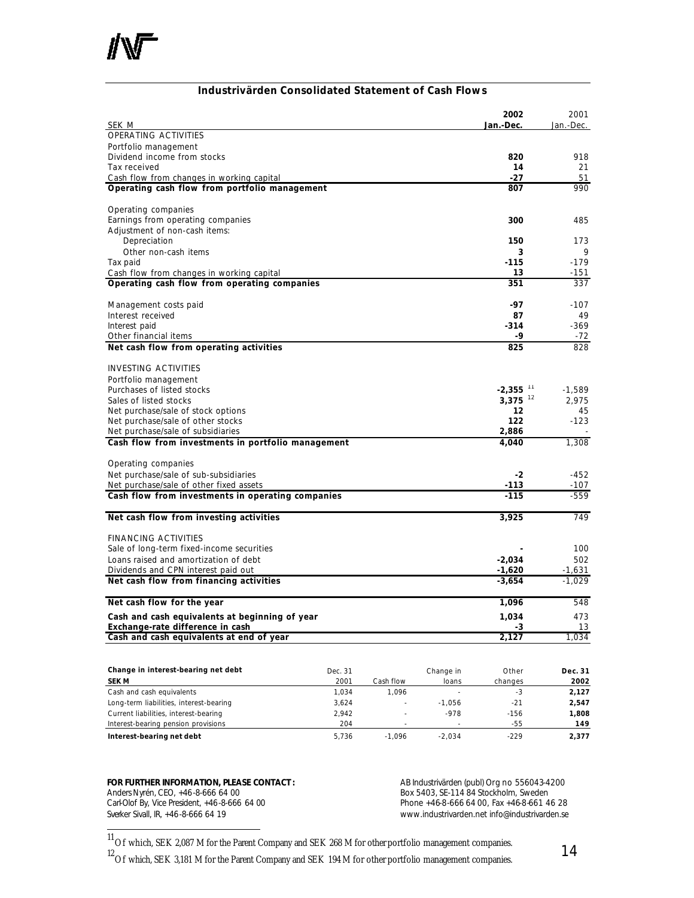## Industrivärden Consolidated Statement of Cash Flows

| SEK M | 2002 Jan.-Dec. | 2001 Jan.-Dec. |
|---|---|---|
| OPERATING ACTIVITIES | | |
| Portfolio management | | |
| Dividend income from stocks | **820** | 918 |
| Tax received | **14** | 21 |
| Cash flow from changes in working capital | **-27** | 51 |
| **Operating cash flow from portfolio management** | **807** | 990 |
| | | |
| Operating companies | | |
| Earnings from operating companies | **300** | 485 |
| Adjustment of non-cash items: | | |
| Depreciation | **150** | 173 |
| Other non-cash items | **3** | 9 |
| Tax paid | **-115** | -179 |
| Cash flow from changes in working capital | **13** | -151 |
| **Operating cash flow from operating companies** | **351** | 337 |
| | | |
| Management costs paid | **-97** | -107 |
| Interest received | **87** | 49 |
| Interest paid | **-314** | -369 |
| Other financial items | **-9** | -72 |
| **Net cash flow from operating activities** | **825** | 828 |
| | | |
| INVESTING ACTIVITIES | | |
| Portfolio management | | |
| Purchases of listed stocks | **-2,355** [11] | -1,589 |
| Sales of listed stocks | **3,375** [12] | 2,975 |
| Net purchase/sale of stock options | **12** | 45 |
| Net purchase/sale of other stocks | **122** | -123 |
| Net purchase/sale of subsidiaries | **2,886** | - |
| **Cash flow from investments in portfolio management** | **4,040** | 1,308 |
| | | |
| Operating companies | | |
| Net purchase/sale of sub-subsidiaries | **-2** | -452 |
| Net purchase/sale of other fixed assets | **-113** | -107 |
| **Cash flow from investments in operating companies** | **-115** | -559 |
| | | |
| **Net cash flow from investing activities** | **3,925** | 749 |
| | | |
| FINANCING ACTIVITIES | | |
| Sale of long-term fixed-income securities | **-** | 100 |
| Loans raised and amortization of debt | **-2,034** | 502 |
| Dividends and CPN interest paid out | **-1,620** | -1,631 |
| **Net cash flow from financing activities** | **-3,654** | -1,029 |
| | | |
| **Net cash flow for the year** | **1,096** | 548 |
| | | |
| **Cash and cash equivalents at beginning of year** | **1,034** | 473 |
| **Exchange-rate difference in cash** | **-3** | 13 |
| **Cash and cash equivalents at end of year** | **2,127** | 1,034 |

| **Change in interest-bearing net debt** **SEK M** | Dec. 31 2001 | Cash flow | Change in loans | Other changes | **Dec. 31 2002** |
|---|---|---|---|---|---|
| Cash and cash equivalents | 1,034 | 1,096 | - | -3 | **2,127** |
| Long-term liabilities, interest-bearing | 3,624 | - | -1,056 | -21 | **2,547** |
| Current liabilities, interest-bearing | 2,942 | - | -978 | -156 | **1,808** |
| Interest-bearing pension provisions | 204 | - | - | -55 | **149** |
| **Interest-bearing net debt** | 5,736 | -1,096 | -2,034 | -229 | **2,377** |

**FOR FURTHER INFORMATION, PLEASE CONTACT:**
Anders Nyrén, CEO, +46-8-666 64 00
Carl-Olof By, Vice President, +46-8-666 64 00
Sverker Sivall, IR, +46-8-666 64 19

AB Industrivärden (publ) Org no 556043-4200
Box 5403, SE-114 84 Stockholm, Sweden
Phone +46-8-666 64 00, Fax +46-8-661 46 28
www.industrivarden.net info@industrivarden.se

[11] Of which, SEK 2,087 M for the Parent Company and SEK 268 M for other portfolio management companies.

[12] Of which, SEK 3,181 M for the Parent Company and SEK 194 M for other portfolio management companies.